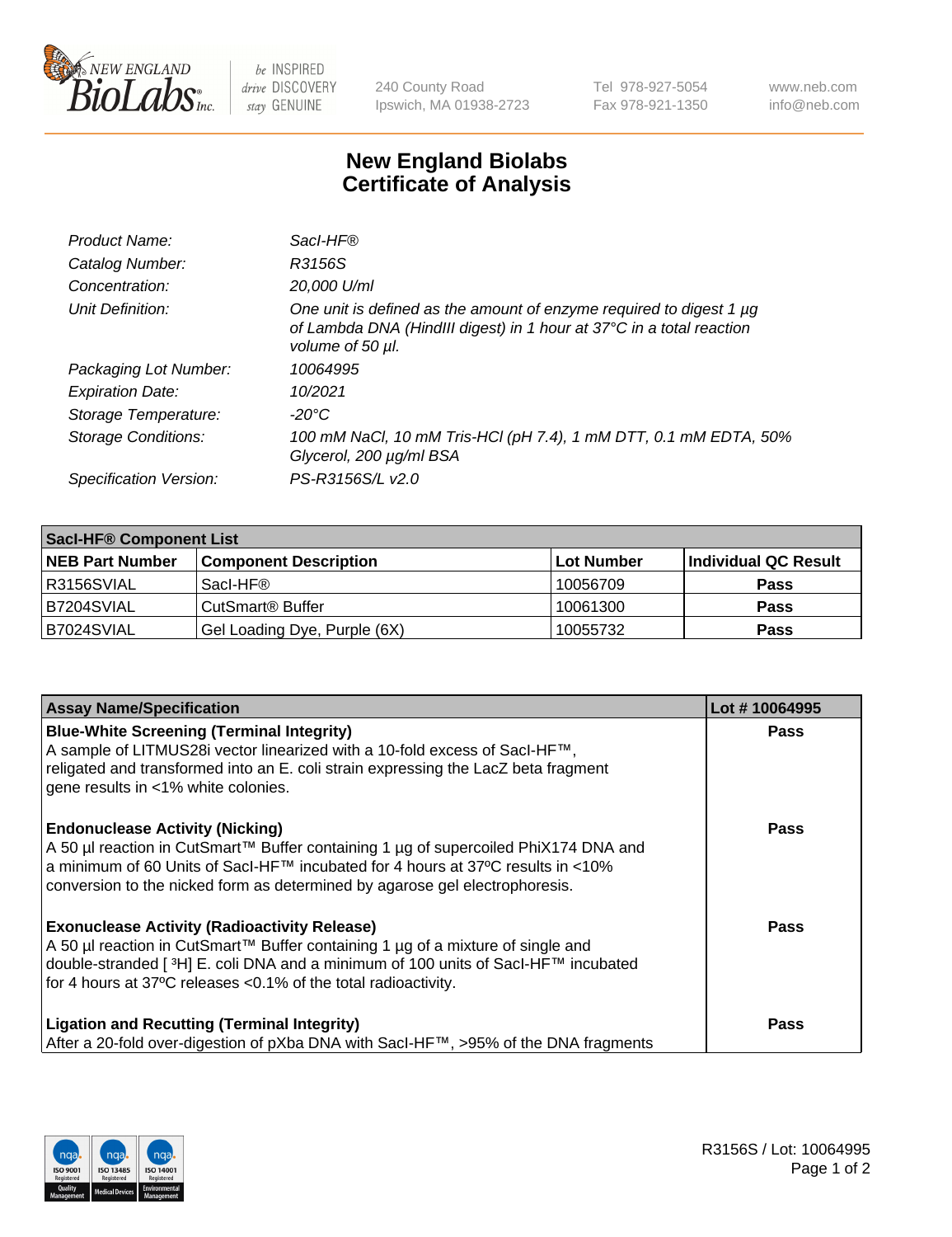NEW ENGLAND BioLabs Inc. | be INSPIRED drive DISCOVERY stay GENUINE | 240 County Road Ipswich, MA 01938-2723 | Tel 978-927-5054 Fax 978-921-1350 | www.neb.com info@neb.com

# New England Biolabs Certificate of Analysis

| | |
|---|---|
| *Product Name:* | *SacI-HF®* |
| *Catalog Number:* | *R3156S* |
| *Concentration:* | *20,000 U/ml* |
| *Unit Definition:* | *One unit is defined as the amount of enzyme required to digest 1 µg of Lambda DNA (HindIII digest) in 1 hour at 37°C in a total reaction volume of 50 µl.* |
| *Packaging Lot Number:* | *10064995* |
| *Expiration Date:* | *10/2021* |
| *Storage Temperature:* | *-20°C* |
| *Storage Conditions:* | *100 mM NaCl, 10 mM Tris-HCl (pH 7.4), 1 mM DTT, 0.1 mM EDTA, 50% Glycerol, 200 µg/ml BSA* |
| *Specification Version:* | *PS-R3156S/L v2.0* |

| SacI-HF® Component List | | | |
|---|---|---|---|
| **NEB Part Number** | **Component Description** | **Lot Number** | **Individual QC Result** |
| R3156SVIAL | SacI-HF® | 10056709 | **Pass** |
| B7204SVIAL | CutSmart® Buffer | 10061300 | **Pass** |
| B7024SVIAL | Gel Loading Dye, Purple (6X) | 10055732 | **Pass** |

| Assay Name/Specification | Lot # 10064995 |
|---|---|
| **Blue-White Screening (Terminal Integrity)** A sample of LITMUS28i vector linearized with a 10-fold excess of SacI-HF™, religated and transformed into an E. coli strain expressing the LacZ beta fragment gene results in <1% white colonies. | **Pass** |
| **Endonuclease Activity (Nicking)** A 50 µl reaction in CutSmart™ Buffer containing 1 µg of supercoiled PhiX174 DNA and a minimum of 60 Units of SacI-HF™ incubated for 4 hours at 37ºC results in <10% conversion to the nicked form as determined by agarose gel electrophoresis. | **Pass** |
| **Exonuclease Activity (Radioactivity Release)** A 50 µl reaction in CutSmart™ Buffer containing 1 µg of a mixture of single and double-stranded [ $^{3}$H] E. coli DNA and a minimum of 100 units of SacI-HF™ incubated for 4 hours at 37ºC releases <0.1% of the total radioactivity. | **Pass** |
| **Ligation and Recutting (Terminal Integrity)** After a 20-fold over-digestion of pXba DNA with SacI-HF™, >95% of the DNA fragments | **Pass** |

R3156S / Lot: 10064995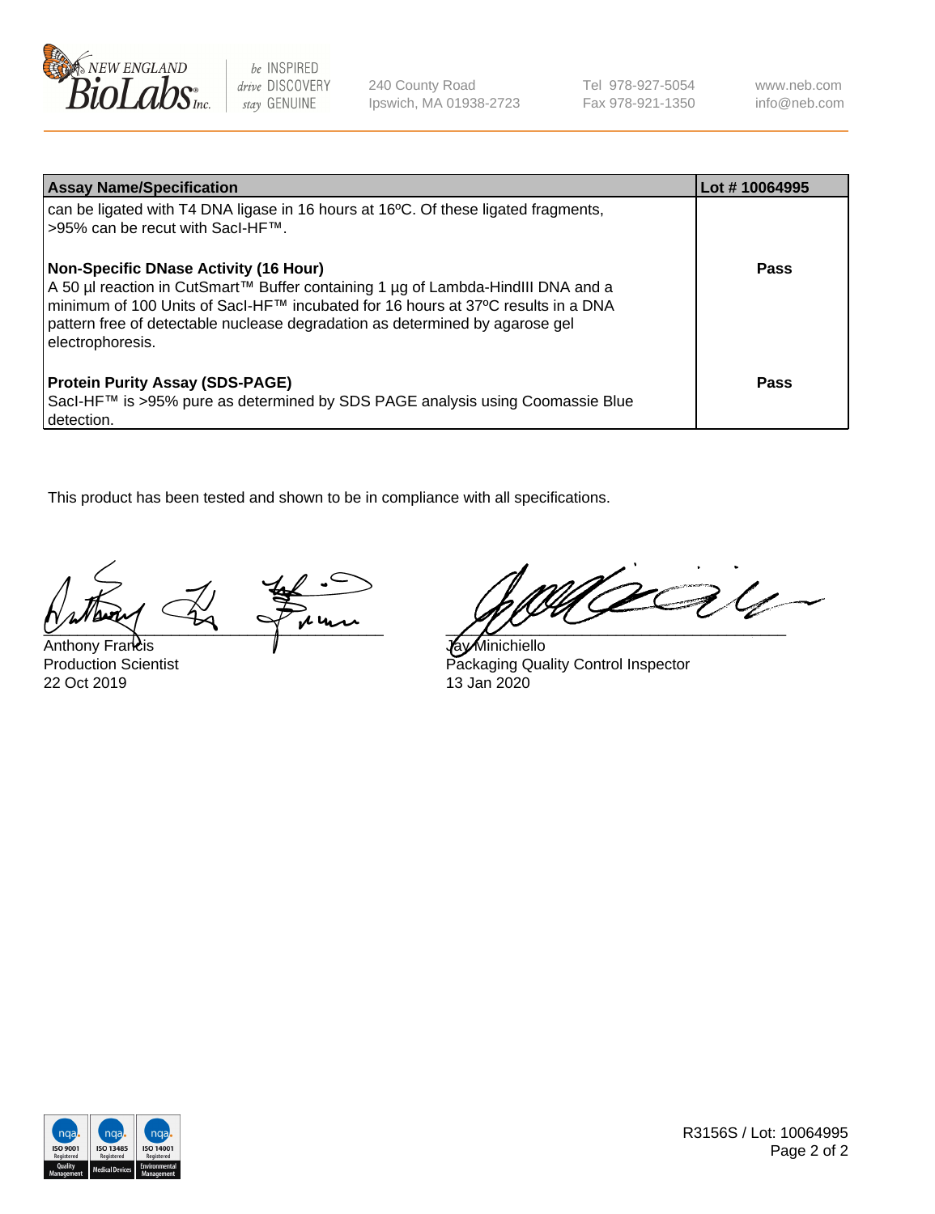| Assay Name/Specification | Lot # 10064995 |
| --- | --- |
| can be ligated with T4 DNA ligase in 16 hours at 16ºC. Of these ligated fragments, >95% can be recut with SacI-HF™. | |
| **Non-Specific DNase Activity (16 Hour)**<br>A 50 µl reaction in CutSmart™ Buffer containing 1 µg of Lambda-HindIII DNA and a minimum of 100 Units of SacI-HF™ incubated for 16 hours at 37ºC results in a DNA pattern free of detectable nuclease degradation as determined by agarose gel electrophoresis. | **Pass** |
| **Protein Purity Assay (SDS-PAGE)**<br>SacI-HF™ is >95% pure as determined by SDS PAGE analysis using Coomassie Blue detection. | **Pass** |

This product has been tested and shown to be in compliance with all specifications.

Anthony Francis
Production Scientist
22 Oct 2019

Jay Minichiello
Packaging Quality Control Inspector
13 Jan 2020

R3156S / Lot: 10064995